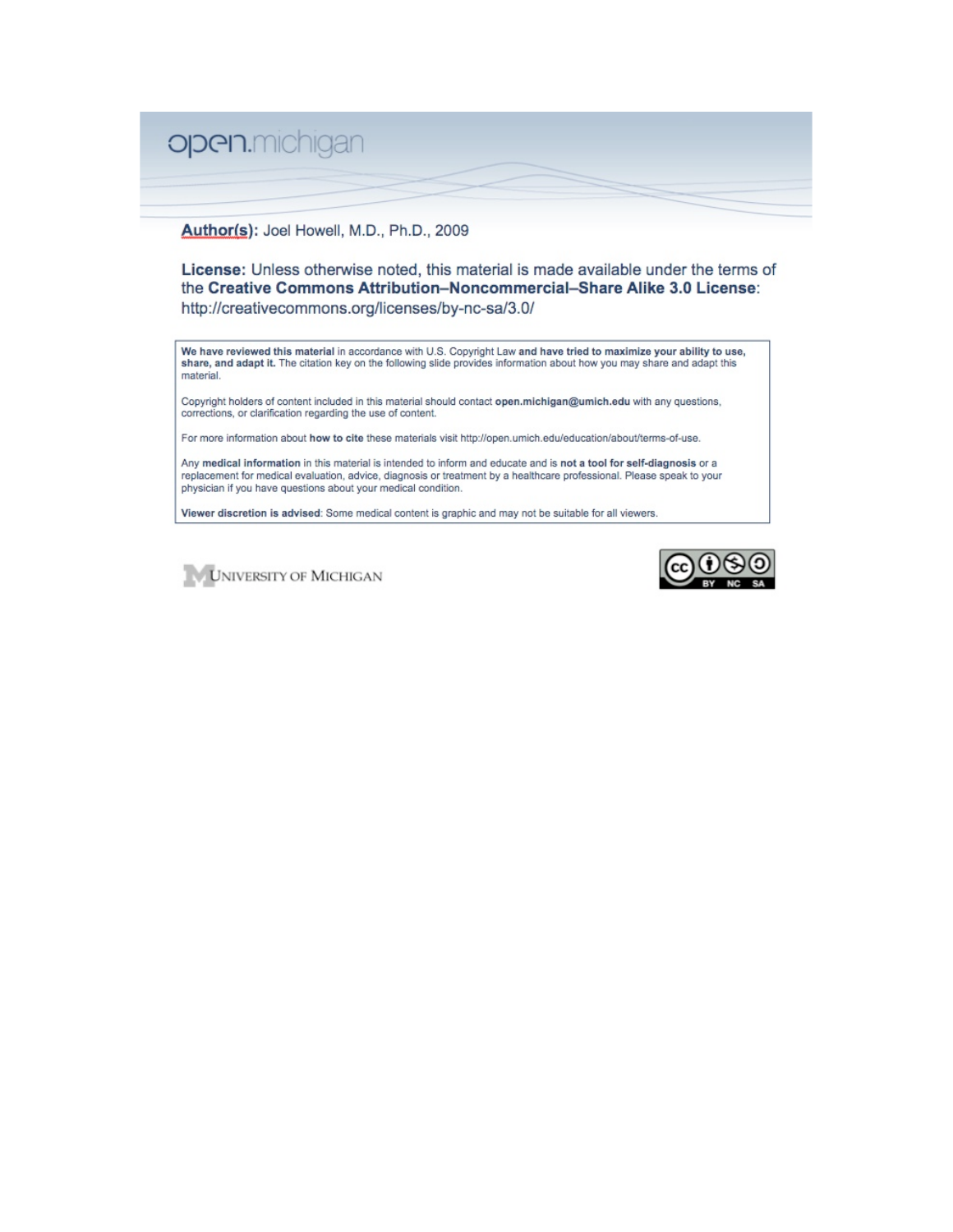open.michigan

**Author(s):** Joel Howell, M.D., Ph.D., 2009

**License:** Unless otherwise noted, this material is made available under the terms of the **Creative Commons Attribution–Noncommercial–Share Alike 3.0 License**: http://creativecommons.org/licenses/by-nc-sa/3.0/

**We have reviewed this material** in accordance with U.S. Copyright Law **and have tried to maximize your ability to use, share, and adapt it.** The citation key on the following slide provides information about how you may share and adapt this material.

Copyright holders of content included in this material should contact **open.michigan@umich.edu** with any questions, corrections, or clarification regarding the use of content.

For more information about **how to cite** these materials visit http://open.umich.edu/education/about/terms-of-use.

Any **medical information** in this material is intended to inform and educate and is **not a tool for self-diagnosis** or a replacement for medical evaluation, advice, diagnosis or treatment by a healthcare professional. Please speak to your physician if you have questions about your medical condition.

**Viewer discretion is advised**: Some medical content is graphic and may not be suitable for all viewers.

UNIVERSITY OF MICHIGAN

CC BY NC SA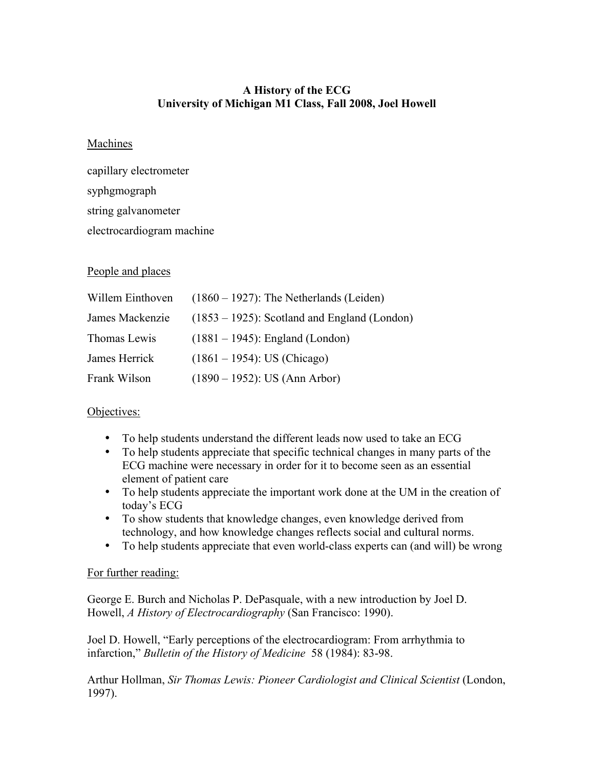**A History of the ECG**
**University of Michigan M1 Class, Fall 2008, Joel Howell**

Machines

capillary electrometer

syphgmograph

string galvanometer

electrocardiogram machine

People and places

| | |
|---|---|
| Willem Einthoven | (1860 – 1927): The Netherlands (Leiden) |
| James Mackenzie | (1853 – 1925): Scotland and England (London) |
| Thomas Lewis | (1881 – 1945): England (London) |
| James Herrick | (1861 – 1954): US (Chicago) |
| Frank Wilson | (1890 – 1952): US (Ann Arbor) |

Objectives:

- To help students understand the different leads now used to take an ECG
- To help students appreciate that specific technical changes in many parts of the ECG machine were necessary in order for it to become seen as an essential element of patient care
- To help students appreciate the important work done at the UM in the creation of today's ECG
- To show students that knowledge changes, even knowledge derived from technology, and how knowledge changes reflects social and cultural norms.
- To help students appreciate that even world-class experts can (and will) be wrong

For further reading:

George E. Burch and Nicholas P. DePasquale, with a new introduction by Joel D. Howell, *A History of Electrocardiography* (San Francisco: 1990).

Joel D. Howell, "Early perceptions of the electrocardiogram: From arrhythmia to infarction," *Bulletin of the History of Medicine* 58 (1984): 83-98.

Arthur Hollman, *Sir Thomas Lewis: Pioneer Cardiologist and Clinical Scientist* (London, 1997).